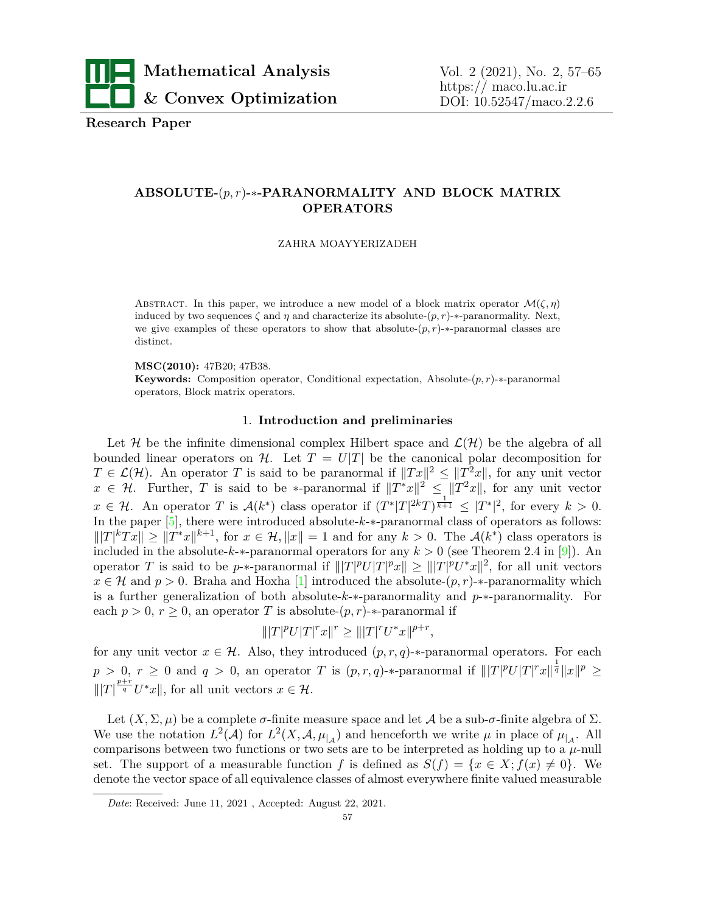**Research Paper**

# ABSOLUTE-$(p, r)$-$*$-PARANORMALITY AND BLOCK MATRIX OPERATORS

ZAHRA MOAYYERIZADEH

Abstract. In this paper, we introduce a new model of a block matrix operator $\mathcal{M}(\zeta, \eta)$ induced by two sequences $\zeta$ and $\eta$ and characterize its absolute-$(p, r)$-$*$-paranormality. Next, we give examples of these operators to show that absolute-$(p, r)$-$*$-paranormal classes are distinct.

**MSC(2010):** 47B20; 47B38.

**Keywords:** Composition operator, Conditional expectation, Absolute-$(p, r)$-$*$-paranormal operators, Block matrix operators.

## 1. Introduction and preliminaries

Let $\mathcal{H}$ be the infinite dimensional complex Hilbert space and $\mathcal{L}(\mathcal{H})$ be the algebra of all bounded linear operators on $\mathcal{H}$. Let $T = U|T|$ be the canonical polar decomposition for $T \in \mathcal{L}(\mathcal{H})$. An operator $T$ is said to be paranormal if $\|Tx\|^2 \leq \|T^2x\|$, for any unit vector $x \in \mathcal{H}$. Further, $T$ is said to be $*$-paranormal if $\|T^*x\|^2 \leq \|T^2x\|$, for any unit vector $x \in \mathcal{H}$. An operator $T$ is $\mathcal{A}(k^*)$ class operator if $(T^*|T|^{2k}T)^{\frac{1}{k+1}} \leq |T^*|^2$, for every $k > 0$. In the paper [5], there were introduced absolute-$k$-$*$-paranormal class of operators as follows: $\||T|^kTx\| \geq \|T^*x\|^{k+1}$, for $x \in \mathcal{H}, \|x\| = 1$ and for any $k > 0$. The $\mathcal{A}(k^*)$ class operators is included in the absolute-$k$-$*$-paranormal operators for any $k > 0$ (see Theorem 2.4 in [9]). An operator $T$ is said to be $p$-$*$-paranormal if $\||T|^pU|T|^px\| \geq \||T|^pU^*x\|^2$, for all unit vectors $x \in \mathcal{H}$ and $p > 0$. Braha and Hoxha [1] introduced the absolute-$(p, r)$-$*$-paranormality which is a further generalization of both absolute-$k$-$*$-paranormality and $p$-$*$-paranormality. For each $p > 0$, $r \geq 0$, an operator $T$ is absolute-$(p, r)$-$*$-paranormal if

$$\||T|^pU|T|^rx\|^r \geq \||T|^rU^*x\|^{p+r},$$

for any unit vector $x \in \mathcal{H}$. Also, they introduced $(p, r, q)$-$*$-paranormal operators. For each $p > 0$, $r \geq 0$ and $q > 0$, an operator $T$ is $(p, r, q)$-$*$-paranormal if $\||T|^pU|T|^rx\|^{\frac{1}{q}}\|x\|^p \geq \||T|^{\frac{p+r}{q}}U^*x\|$, for all unit vectors $x \in \mathcal{H}$.

Let $(X, \Sigma, \mu)$ be a complete $\sigma$-finite measure space and let $\mathcal{A}$ be a sub-$\sigma$-finite algebra of $\Sigma$. We use the notation $L^2(\mathcal{A})$ for $L^2(X, \mathcal{A}, \mu_{|_\mathcal{A}})$ and henceforth we write $\mu$ in place of $\mu_{|_\mathcal{A}}$. All comparisons between two functions or two sets are to be interpreted as holding up to a $\mu$-null set. The support of a measurable function $f$ is defined as $S(f) = \{x \in X; f(x) \neq 0\}$. We denote the vector space of all equivalence classes of almost everywhere finite valued measurable

*Date*: Received: June 11, 2021 , Accepted: August 22, 2021.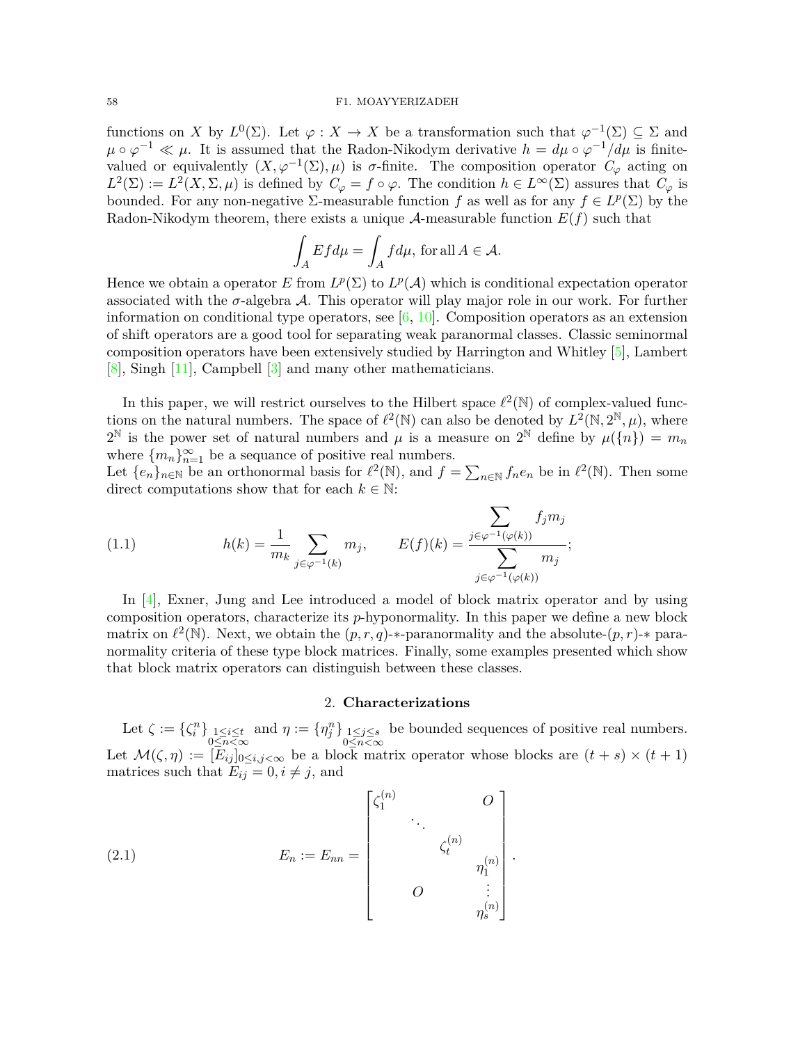functions on $X$ by $L^0(\Sigma)$. Let $\varphi : X \to X$ be a transformation such that $\varphi^{-1}(\Sigma) \subseteq \Sigma$ and $\mu \circ \varphi^{-1} \ll \mu$. It is assumed that the Radon-Nikodym derivative $h = d\mu \circ \varphi^{-1}/d\mu$ is finite-valued or equivalently $(X, \varphi^{-1}(\Sigma), \mu)$ is $\sigma$-finite. The composition operator $C_\varphi$ acting on $L^2(\Sigma) := L^2(X, \Sigma, \mu)$ is defined by $C_\varphi = f \circ \varphi$. The condition $h \in L^\infty(\Sigma)$ assures that $C_\varphi$ is bounded. For any non-negative $\Sigma$-measurable function $f$ as well as for any $f \in L^p(\Sigma)$ by the Radon-Nikodym theorem, there exists a unique $\mathcal{A}$-measurable function $E(f)$ such that

$$\int_A Ef d\mu = \int_A f d\mu, \text{ for all } A \in \mathcal{A}.$$

Hence we obtain a operator $E$ from $L^p(\Sigma)$ to $L^p(\mathcal{A})$ which is conditional expectation operator associated with the $\sigma$-algebra $\mathcal{A}$. This operator will play major role in our work. For further information on conditional type operators, see [6, 10]. Composition operators as an extension of shift operators are a good tool for separating weak paranormal classes. Classic seminormal composition operators have been extensively studied by Harrington and Whitley [5], Lambert [8], Singh [11], Campbell [3] and many other mathematicians.

In this paper, we will restrict ourselves to the Hilbert space $\ell^2(\mathbb{N})$ of complex-valued functions on the natural numbers. The space of $\ell^2(\mathbb{N})$ can also be denoted by $L^2(\mathbb{N}, 2^{\mathbb{N}}, \mu)$, where $2^{\mathbb{N}}$ is the power set of natural numbers and $\mu$ is a measure on $2^{\mathbb{N}}$ define by $\mu(\{n\}) = m_n$ where $\{m_n\}_{n=1}^\infty$ be a sequance of positive real numbers.
Let $\{e_n\}_{n\in\mathbb{N}}$ be an orthonormal basis for $\ell^2(\mathbb{N})$, and $f = \sum_{n\in\mathbb{N}} f_n e_n$ be in $\ell^2(\mathbb{N})$. Then some direct computations show that for each $k \in \mathbb{N}$:

$$h(k) = \frac{1}{m_k} \sum_{j\in\varphi^{-1}(k)} m_j, \qquad E(f)(k) = \frac{\displaystyle\sum_{j\in\varphi^{-1}(\varphi(k))} f_j m_j}{\displaystyle\sum_{j\in\varphi^{-1}(\varphi(k))} m_j}; \tag{1.1}$$

In [4], Exner, Jung and Lee introduced a model of block matrix operator and by using composition operators, characterize its $p$-hyponormality. In this paper we define a new block matrix on $\ell^2(\mathbb{N})$. Next, we obtain the $(p, r, q)$-$*$-paranormality and the absolute-$(p, r)$-$*$ paranormality criteria of these type block matrices. Finally, some examples presented which show that block matrix operators can distinguish between these classes.

## 2. Characterizations

Let $\zeta := \{\zeta_i^n\}_{\substack{1\le i\le t \\ 0\le n<\infty}}$ and $\eta := \{\eta_j^n\}_{\substack{1\le j\le s \\ 0\le n<\infty}}$ be bounded sequences of positive real numbers. Let $\mathcal{M}(\zeta, \eta) := [E_{ij}]_{0\le i,j<\infty}$ be a block matrix operator whose blocks are $(t+s) \times (t+1)$ matrices such that $E_{ij} = 0, i \ne j$, and

$$E_n := E_{nn} = \begin{bmatrix} \zeta_1^{(n)} & & & O \\ & \ddots & & \\ & & \zeta_t^{(n)} & \\ & & & \eta_1^{(n)} \\ & O & & \vdots \\ & & & \eta_s^{(n)} \end{bmatrix}. \tag{2.1}$$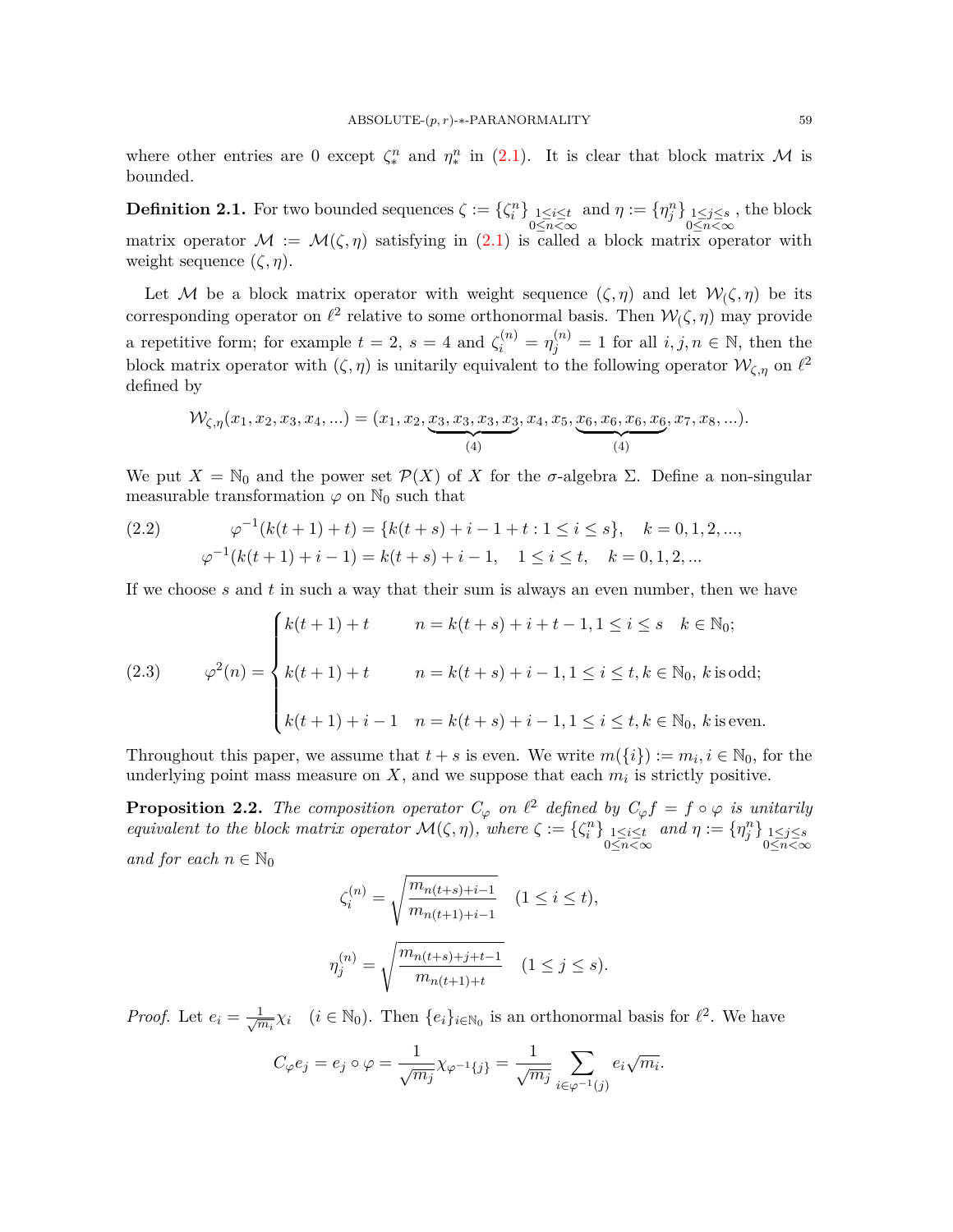where other entries are 0 except $\zeta_*^n$ and $\eta_*^n$ in (2.1). It is clear that block matrix $\mathcal{M}$ is bounded.

**Definition 2.1.** For two bounded sequences $\zeta := \{\zeta_i^n\}_{\substack{1\le i\le t\\ 0\le n<\infty}}$ and $\eta := \{\eta_j^n\}_{\substack{1\le j\le s\\ 0\le n<\infty}}$, the block matrix operator $\mathcal{M} := \mathcal{M}(\zeta, \eta)$ satisfying in (2.1) is called a block matrix operator with weight sequence $(\zeta, \eta)$.

Let $\mathcal{M}$ be a block matrix operator with weight sequence $(\zeta, \eta)$ and let $\mathcal{W}_(\zeta, \eta)$ be its corresponding operator on $\ell^2$ relative to some orthonormal basis. Then $\mathcal{W}_(\zeta, \eta)$ may provide a repetitive form; for example $t = 2$, $s = 4$ and $\zeta_i^{(n)} = \eta_j^{(n)} = 1$ for all $i, j, n \in \mathbb{N}$, then the block matrix operator with $(\zeta, \eta)$ is unitarily equivalent to the following operator $\mathcal{W}_{\zeta,\eta}$ on $\ell^2$ defined by

$$\mathcal{W}_{\zeta,\eta}(x_1, x_2, x_3, x_4, ...) = (x_1, x_2, \underbrace{x_3, x_3, x_3, x_3}_{(4)}, x_4, x_5, \underbrace{x_6, x_6, x_6, x_6}_{(4)}, x_7, x_8, ...).$$

We put $X = \mathbb{N}_0$ and the power set $\mathcal{P}(X)$ of $X$ for the $\sigma$-algebra $\Sigma$. Define a non-singular measurable transformation $\varphi$ on $\mathbb{N}_0$ such that

$$\begin{aligned} &\varphi^{-1}(k(t+1)+t) = \{k(t+s)+i-1+t : 1 \le i \le s\}, \quad k = 0, 1, 2, ..., \\ &\varphi^{-1}(k(t+1)+i-1) = k(t+s)+i-1, \quad 1 \le i \le t, \quad k = 0, 1, 2, ... \end{aligned} \tag{2.2}$$

If we choose $s$ and $t$ in such a way that their sum is always an even number, then we have

$$\varphi^2(n) = \begin{cases} k(t+1)+t & n = k(t+s)+i+t-1, 1 \le i \le s \quad k \in \mathbb{N}_0; \\ k(t+1)+t & n = k(t+s)+i-1, 1 \le i \le t, k \in \mathbb{N}_0,\ k \text{ is odd}; \\ k(t+1)+i-1 & n = k(t+s)+i-1, 1 \le i \le t, k \in \mathbb{N}_0,\ k \text{ is even}. \end{cases} \tag{2.3}$$

Throughout this paper, we assume that $t + s$ is even. We write $m(\{i\}) := m_i, i \in \mathbb{N}_0$, for the underlying point mass measure on $X$, and we suppose that each $m_i$ is strictly positive.

**Proposition 2.2.** *The composition operator $C_\varphi$ on $\ell^2$ defined by $C_\varphi f = f \circ \varphi$ is unitarily equivalent to the block matrix operator $\mathcal{M}(\zeta, \eta)$, where $\zeta := \{\zeta_i^n\}_{\substack{1\le i\le t\\ 0\le n<\infty}}$ and $\eta := \{\eta_j^n\}_{\substack{1\le j\le s\\ 0\le n<\infty}}$ and for each $n \in \mathbb{N}_0$*

$$\zeta_i^{(n)} = \sqrt{\frac{m_{n(t+s)+i-1}}{m_{n(t+1)+i-1}}} \quad (1 \le i \le t),$$

$$\eta_j^{(n)} = \sqrt{\frac{m_{n(t+s)+j+t-1}}{m_{n(t+1)+t}}} \quad (1 \le j \le s).$$

*Proof.* Let $e_i = \frac{1}{\sqrt{m_i}}\chi_i \quad (i \in \mathbb{N}_0)$. Then $\{e_i\}_{i\in\mathbb{N}_0}$ is an orthonormal basis for $\ell^2$. We have

$$C_\varphi e_j = e_j \circ \varphi = \frac{1}{\sqrt{m_j}}\chi_{\varphi^{-1}\{j\}} = \frac{1}{\sqrt{m_j}} \sum_{i\in\varphi^{-1}(j)} e_i\sqrt{m_i}.$$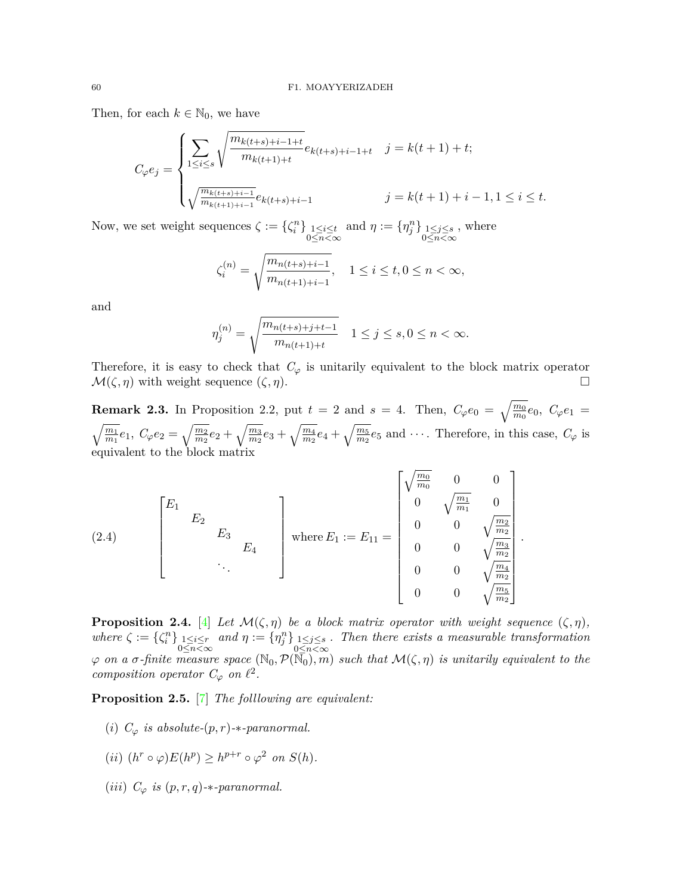Then, for each $k \in \mathbb{N}_0$, we have

$$
C_\varphi e_j = \begin{cases} \displaystyle\sum_{1 \le i \le s} \sqrt{\frac{m_{k(t+s)+i-1+t}}{m_{k(t+1)+t}}} e_{k(t+s)+i-1+t} & j = k(t+1)+t; \\ \sqrt{\frac{m_{k(t+s)+i-1}}{m_{k(t+1)+i-1}}} e_{k(t+s)+i-1} & j = k(t+1)+i-1, 1 \le i \le t. \end{cases}
$$

Now, we set weight sequences $\zeta := \{\zeta_i^n\}_{\substack{1 \le i \le t \\ 0 \le n < \infty}}$ and $\eta := \{\eta_j^n\}_{\substack{1 \le j \le s \\ 0 \le n < \infty}}$, where

$$
\zeta_i^{(n)} = \sqrt{\frac{m_{n(t+s)+i-1}}{m_{n(t+1)+i-1}}}, \quad 1 \le i \le t, 0 \le n < \infty,
$$

and

$$
\eta_j^{(n)} = \sqrt{\frac{m_{n(t+s)+j+t-1}}{m_{n(t+1)+t}}} \quad 1 \le j \le s, 0 \le n < \infty.
$$

Therefore, it is easy to check that $C_\varphi$ is unitarily equivalent to the block matrix operator $\mathcal{M}(\zeta, \eta)$ with weight sequence $(\zeta, \eta)$. $\square$

**Remark 2.3.** In Proposition 2.2, put $t = 2$ and $s = 4$. Then, $C_\varphi e_0 = \sqrt{\frac{m_0}{m_0}} e_0$, $C_\varphi e_1 = \sqrt{\frac{m_1}{m_1}} e_1$, $C_\varphi e_2 = \sqrt{\frac{m_2}{m_2}} e_2 + \sqrt{\frac{m_3}{m_2}} e_3 + \sqrt{\frac{m_4}{m_2}} e_4 + \sqrt{\frac{m_5}{m_2}} e_5$ and $\cdots$. Therefore, in this case, $C_\varphi$ is equivalent to the block matrix

$$
\begin{bmatrix} E_1 & & & & \\ & E_2 & & & \\ & & E_3 & & \\ & & & E_4 & \\ & & \ddots & & \end{bmatrix} \text{ where } E_1 := E_{11} = \begin{bmatrix} \sqrt{\frac{m_0}{m_0}} & 0 & 0 \\ 0 & \sqrt{\frac{m_1}{m_1}} & 0 \\ 0 & 0 & \sqrt{\frac{m_2}{m_2}} \\ 0 & 0 & \sqrt{\frac{m_3}{m_2}} \\ 0 & 0 & \sqrt{\frac{m_4}{m_2}} \\ 0 & 0 & \sqrt{\frac{m_5}{m_2}} \end{bmatrix}. \tag{2.4}
$$

**Proposition 2.4.** [4] *Let $\mathcal{M}(\zeta, \eta)$ be a block matrix operator with weight sequence $(\zeta, \eta)$, where $\zeta := \{\zeta_i^n\}_{\substack{1 \le i \le r \\ 0 \le n < \infty}}$ and $\eta := \{\eta_j^n\}_{\substack{1 \le j \le s \\ 0 \le n < \infty}}$. Then there exists a measurable transformation $\varphi$ on a $\sigma$-finite measure space $(\mathbb{N}_0, \mathcal{P}(\mathbb{N}_0), m)$ such that $\mathcal{M}(\zeta, \eta)$ is unitarily equivalent to the composition operator $C_\varphi$ on $\ell^2$.*

**Proposition 2.5.** [7] *The folllowing are equivalent:*

(*i*) *$C_\varphi$ is absolute-$(p, r)$-$*$-paranormal.*

(*ii*) *$(h^r \circ \varphi) E(h^p) \ge h^{p+r} \circ \varphi^2$ on $S(h)$.*

(*iii*) *$C_\varphi$ is $(p, r, q)$-$*$-paranormal.*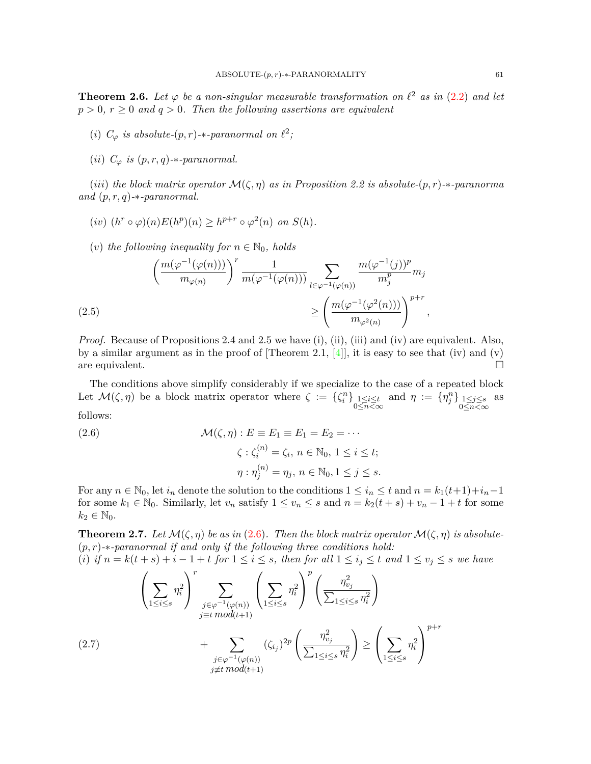**Theorem 2.6.** *Let $\varphi$ be a non-singular measurable transformation on $\ell^2$ as in (2.2) and let $p > 0$, $r \geq 0$ and $q > 0$. Then the following assertions are equivalent*

(*i*) *$C_\varphi$ is absolute-$(p,r)$-$*$-paranormal on $\ell^2$;*

(*ii*) *$C_\varphi$ is $(p,r,q)$-$*$-paranormal.*

(*iii*) *the block matrix operator $\mathcal{M}(\zeta,\eta)$ as in Proposition 2.2 is absolute-$(p,r)$-$*$-paranorma and $(p,r,q)$-$*$-paranormal.*

(*iv*) *$(h^r \circ \varphi)(n)E(h^p)(n) \geq h^{p+r} \circ \varphi^2(n)$ on $S(h)$.*

(*v*) *the following inequality for $n \in \mathbb{N}_0$, holds*

$$\left(\frac{m(\varphi^{-1}(\varphi(n)))}{m_{\varphi(n)}}\right)^r \frac{1}{m(\varphi^{-1}(\varphi(n)))} \sum_{l \in \varphi^{-1}(\varphi(n))} \frac{m(\varphi^{-1}(j))^p}{m_j^p} m_j \geq \left(\frac{m(\varphi^{-1}(\varphi^2(n)))}{m_{\varphi^2(n)}}\right)^{p+r}, \tag{2.5}$$

*Proof.* Because of Propositions 2.4 and 2.5 we have (i), (ii), (iii) and (iv) are equivalent. Also, by a similar argument as in the proof of [Theorem 2.1, [4]], it is easy to see that (iv) and (v) are equivalent. □

The conditions above simplify considerably if we specialize to the case of a repeated block Let $\mathcal{M}(\zeta,\eta)$ be a block matrix operator where $\zeta := \{\zeta_i^n\}_{\substack{1\leq i\leq t \\ 0\leq n<\infty}}$ and $\eta := \{\eta_j^n\}_{\substack{1\leq j\leq s \\ 0\leq n<\infty}}$ as follows:

$$\begin{aligned} \mathcal{M}(\zeta,\eta) &: E \equiv E_1 \equiv E_1 = E_2 = \cdots \\ \zeta &: \zeta_i^{(n)} = \zeta_i,\ n \in \mathbb{N}_0,\ 1 \leq i \leq t; \\ \eta &: \eta_j^{(n)} = \eta_j,\ n \in \mathbb{N}_0, 1 \leq j \leq s. \end{aligned} \tag{2.6}$$

For any $n \in \mathbb{N}_0$, let $i_n$ denote the solution to the conditions $1 \leq i_n \leq t$ and $n = k_1(t+1) + i_n - 1$ for some $k_1 \in \mathbb{N}_0$. Similarly, let $v_n$ satisfy $1 \leq v_n \leq s$ and $n = k_2(t+s) + v_n - 1 + t$ for some $k_2 \in \mathbb{N}_0$.

**Theorem 2.7.** *Let $\mathcal{M}(\zeta,\eta)$ be as in (2.6). Then the block matrix operator $\mathcal{M}(\zeta,\eta)$ is absolute-$(p,r)$-$*$-paranormal if and only if the following three conditions hold:*
(*i*) *if $n = k(t+s) + i - 1 + t$ for $1 \leq i \leq s$, then for all $1 \leq i_j \leq t$ and $1 \leq v_j \leq s$ we have*

$$\left(\sum_{1\leq i\leq s} \eta_i^2\right)^r \sum_{\substack{j\in\varphi^{-1}(\varphi(n)) \\ j \equiv t\ mod(t+1)}} \left(\sum_{1\leq i\leq s} \eta_i^2\right)^p \left(\frac{\eta_{v_j}^2}{\sum_{1\leq i\leq s}\eta_i^2}\right) + \sum_{\substack{j\in\varphi^{-1}(\varphi(n)) \\ j \not\equiv t\ mod(t+1)}} (\zeta_{i_j})^{2p} \left(\frac{\eta_{v_j}^2}{\sum_{1\leq i\leq s}\eta_i^2}\right) \geq \left(\sum_{1\leq i\leq s} \eta_i^2\right)^{p+r} \tag{2.7}$$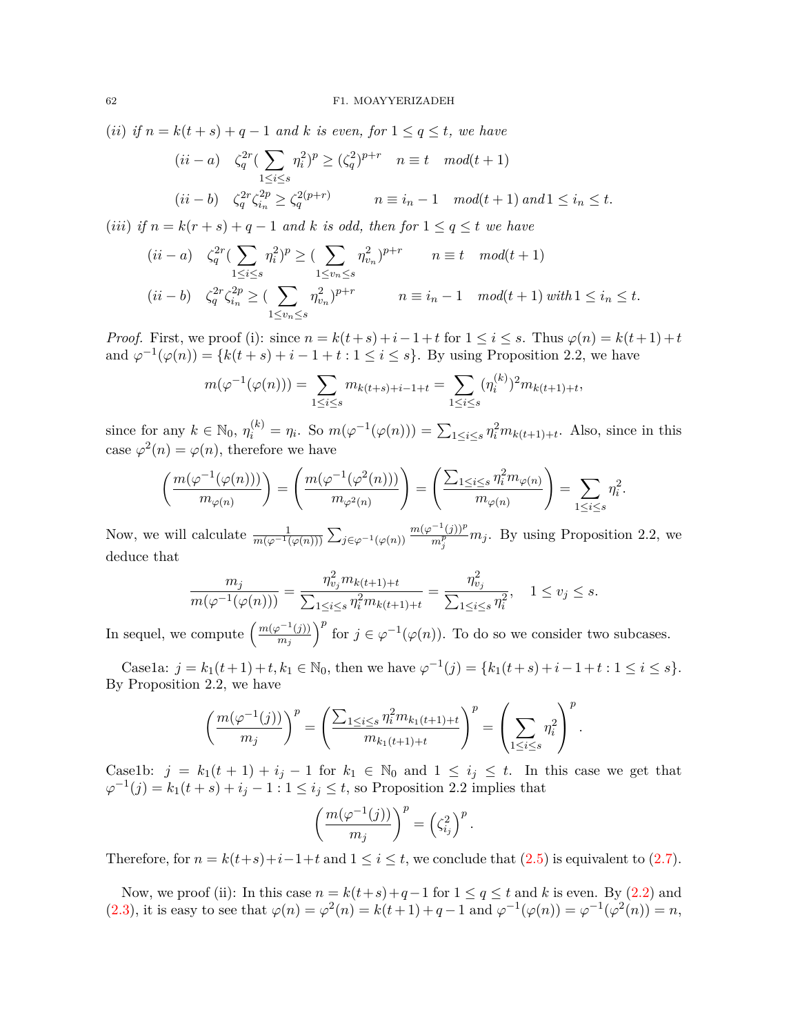$(ii)$ *if* $n = k(t+s)+q-1$ *and* $k$ *is even, for* $1 \leq q \leq t$*, we have*

$$(ii-a) \quad \zeta_q^{2r}(\sum_{1\leq i\leq s}\eta_i^2)^p \geq (\zeta_q^2)^{p+r} \quad n \equiv t \quad mod(t+1)$$

$$(ii-b) \quad \zeta_q^{2r}\zeta_{i_n}^{2p} \geq \zeta_q^{2(p+r)} \qquad n \equiv i_n - 1 \quad mod(t+1)\ and\ 1 \leq i_n \leq t.$$

$(iii)$ *if* $n = k(r+s)+q-1$ *and* $k$ *is odd, then for* $1 \leq q \leq t$ *we have*

$$(ii-a) \quad \zeta_q^{2r}(\sum_{1\leq i\leq s}\eta_i^2)^p \geq (\sum_{1\leq v_n\leq s}\eta_{v_n}^2)^{p+r} \qquad n \equiv t \quad mod(t+1)$$

$$(ii-b) \quad \zeta_q^{2r}\zeta_{i_n}^{2p} \geq (\sum_{1\leq v_n\leq s}\eta_{v_n}^2)^{p+r} \qquad n \equiv i_n - 1 \quad mod(t+1)\ with\ 1 \leq i_n \leq t.$$

*Proof.* First, we proof (i): since $n = k(t+s)+i-1+t$ for $1 \leq i \leq s$. Thus $\varphi(n) = k(t+1)+t$ and $\varphi^{-1}(\varphi(n)) = \{k(t+s)+i-1+t : 1 \leq i \leq s\}$. By using Proposition 2.2, we have

$$m(\varphi^{-1}(\varphi(n))) = \sum_{1\leq i\leq s} m_{k(t+s)+i-1+t} = \sum_{1\leq i\leq s}(\eta_i^{(k)})^2 m_{k(t+1)+t},$$

since for any $k \in \mathbb{N}_0$, $\eta_i^{(k)} = \eta_i$. So $m(\varphi^{-1}(\varphi(n))) = \sum_{1\leq i\leq s}\eta_i^2 m_{k(t+1)+t}$. Also, since in this case $\varphi^2(n) = \varphi(n)$, therefore we have

$$\left(\frac{m(\varphi^{-1}(\varphi(n)))}{m_{\varphi(n)}}\right) = \left(\frac{m(\varphi^{-1}(\varphi^2(n)))}{m_{\varphi^2(n)}}\right) = \left(\frac{\sum_{1\leq i\leq s}\eta_i^2 m_{\varphi(n)}}{m_{\varphi(n)}}\right) = \sum_{1\leq i\leq s}\eta_i^2.$$

Now, we will calculate $\frac{1}{m(\varphi^{-1}(\varphi(n)))}\sum_{j\in\varphi^{-1}(\varphi(n))}\frac{m(\varphi^{-1}(j))^p}{m_j^p}m_j$. By using Proposition 2.2, we deduce that

$$\frac{m_j}{m(\varphi^{-1}(\varphi(n)))} = \frac{\eta_{v_j}^2 m_{k(t+1)+t}}{\sum_{1\leq i\leq s}\eta_i^2 m_{k(t+1)+t}} = \frac{\eta_{v_j}^2}{\sum_{1\leq i\leq s}\eta_i^2}, \quad 1 \leq v_j \leq s.$$

In sequel, we compute $\left(\frac{m(\varphi^{-1}(j))}{m_j}\right)^p$ for $j \in \varphi^{-1}(\varphi(n))$. To do so we consider two subcases.

Case1a: $j = k_1(t+1)+t, k_1 \in \mathbb{N}_0$, then we have $\varphi^{-1}(j) = \{k_1(t+s)+i-1+t : 1 \leq i \leq s\}$. By Proposition 2.2, we have

$$\left(\frac{m(\varphi^{-1}(j))}{m_j}\right)^p = \left(\frac{\sum_{1\leq i\leq s}\eta_i^2 m_{k_1(t+1)+t}}{m_{k_1(t+1)+t}}\right)^p = \left(\sum_{1\leq i\leq s}\eta_i^2\right)^p.$$

Case1b: $j = k_1(t+1)+i_j-1$ for $k_1 \in \mathbb{N}_0$ and $1 \leq i_j \leq t$. In this case we get that $\varphi^{-1}(j) = k_1(t+s)+i_j-1 : 1 \leq i_j \leq t$, so Proposition 2.2 implies that

$$\left(\frac{m(\varphi^{-1}(j))}{m_j}\right)^p = \left(\zeta_{i_j}^2\right)^p.$$

Therefore, for $n = k(t+s)+i-1+t$ and $1 \leq i \leq t$, we conclude that (2.5) is equivalent to (2.7).

Now, we proof (ii): In this case $n = k(t+s)+q-1$ for $1 \leq q \leq t$ and $k$ is even. By (2.2) and (2.3), it is easy to see that $\varphi(n) = \varphi^2(n) = k(t+1)+q-1$ and $\varphi^{-1}(\varphi(n)) = \varphi^{-1}(\varphi^2(n)) = n$,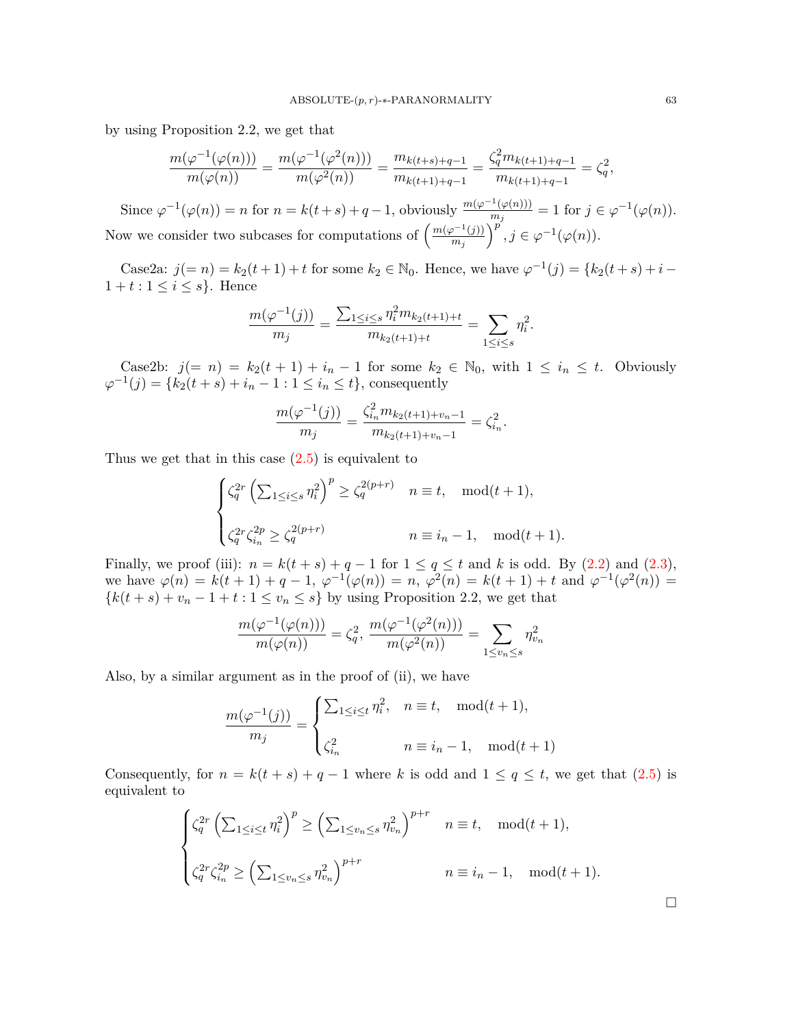by using Proposition 2.2, we get that

$$\frac{m(\varphi^{-1}(\varphi(n)))}{m(\varphi(n))} = \frac{m(\varphi^{-1}(\varphi^2(n)))}{m(\varphi^2(n))} = \frac{m_{k(t+s)+q-1}}{m_{k(t+1)+q-1}} = \frac{\zeta_q^2 m_{k(t+1)+q-1}}{m_{k(t+1)+q-1}} = \zeta_q^2,$$

Since $\varphi^{-1}(\varphi(n)) = n$ for $n = k(t+s)+q-1$, obviously $\frac{m(\varphi^{-1}(\varphi(n)))}{m_j} = 1$ for $j \in \varphi^{-1}(\varphi(n))$. Now we consider two subcases for computations of $\left(\frac{m(\varphi^{-1}(j))}{m_j}\right)^p, j \in \varphi^{-1}(\varphi(n))$.

Case2a: $j(=n) = k_2(t+1)+t$ for some $k_2 \in \mathbb{N}_0$. Hence, we have $\varphi^{-1}(j) = \{k_2(t+s)+i-1+t : 1 \le i \le s\}$. Hence

$$\frac{m(\varphi^{-1}(j))}{m_j} = \frac{\sum_{1\le i\le s} \eta_i^2 m_{k_2(t+1)+t}}{m_{k_2(t+1)+t}} = \sum_{1\le i\le s} \eta_i^2.$$

Case2b: $j(=n) = k_2(t+1)+i_n-1$ for some $k_2 \in \mathbb{N}_0$, with $1 \le i_n \le t$. Obviously $\varphi^{-1}(j) = \{k_2(t+s)+i_n-1 : 1 \le i_n \le t\}$, consequently

$$\frac{m(\varphi^{-1}(j))}{m_j} = \frac{\zeta_{i_n}^2 m_{k_2(t+1)+v_n-1}}{m_{k_2(t+1)+v_n-1}} = \zeta_{i_n}^2.$$

Thus we get that in this case (2.5) is equivalent to

$$\begin{cases} \zeta_q^{2r}\left(\sum_{1\le i\le s}\eta_i^2\right)^p \ge \zeta_q^{2(p+r)} & n \equiv t, \quad \mod(t+1), \\ \\ \zeta_q^{2r}\zeta_{i_n}^{2p} \ge \zeta_q^{2(p+r)} & n \equiv i_n - 1, \quad \mod(t+1). \end{cases}$$

Finally, we proof (iii): $n = k(t+s)+q-1$ for $1 \le q \le t$ and $k$ is odd. By (2.2) and (2.3), we have $\varphi(n) = k(t+1)+q-1$, $\varphi^{-1}(\varphi(n)) = n$, $\varphi^2(n) = k(t+1)+t$ and $\varphi^{-1}(\varphi^2(n)) = \{k(t+s)+v_n-1+t : 1 \le v_n \le s\}$ by using Proposition 2.2, we get that

$$\frac{m(\varphi^{-1}(\varphi(n)))}{m(\varphi(n))} = \zeta_q^2, \ \frac{m(\varphi^{-1}(\varphi^2(n)))}{m(\varphi^2(n))} = \sum_{1\le v_n\le s} \eta_{v_n}^2$$

Also, by a similar argument as in the proof of (ii), we have

$$\frac{m(\varphi^{-1}(j))}{m_j} = \begin{cases} \sum_{1\le i\le t}\eta_i^2, & n \equiv t, \quad \mod(t+1), \\ \\ \zeta_{i_n}^2 & n \equiv i_n - 1, \quad \mod(t+1) \end{cases}$$

Consequently, for $n = k(t+s)+q-1$ where $k$ is odd and $1 \le q \le t$, we get that (2.5) is equivalent to

$$\begin{cases} \zeta_q^{2r}\left(\sum_{1\le i\le t}\eta_i^2\right)^p \ge \left(\sum_{1\le v_n\le s}\eta_{v_n}^2\right)^{p+r} & n \equiv t, \quad \mod(t+1), \\ \\ \zeta_q^{2r}\zeta_{i_n}^{2p} \ge \left(\sum_{1\le v_n\le s}\eta_{v_n}^2\right)^{p+r} & n \equiv i_n - 1, \quad \mod(t+1). \end{cases}$$

□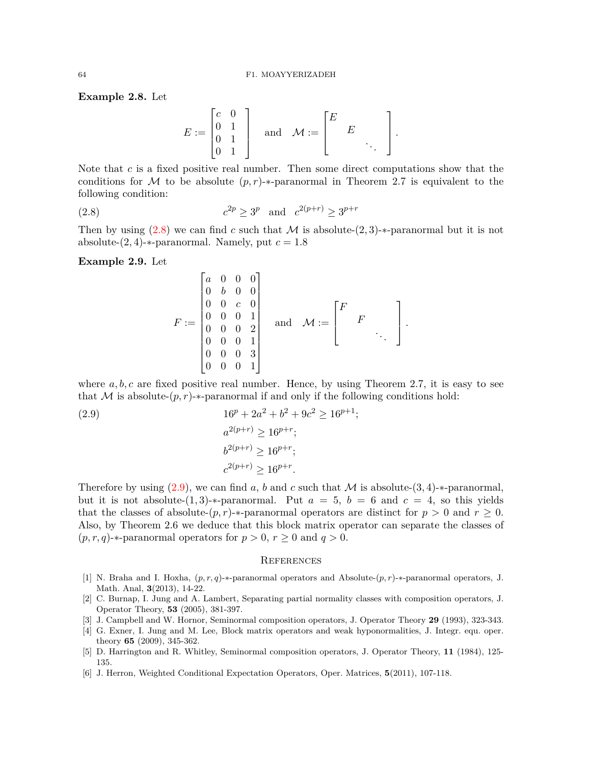**Example 2.8.** Let

$$E := \begin{bmatrix} c & 0 \\ 0 & 1 \\ 0 & 1 \\ 0 & 1 \end{bmatrix} \quad \text{and} \quad \mathcal{M} := \begin{bmatrix} E & & \\ & E & \\ & & \ddots \end{bmatrix}.$$

Note that $c$ is a fixed positive real number. Then some direct computations show that the conditions for $\mathcal{M}$ to be absolute $(p, r)$-$*$-paranormal in Theorem 2.7 is equivalent to the following condition:

$$c^{2p} \geq 3^p \quad \text{and} \quad c^{2(p+r)} \geq 3^{p+r} \tag{2.8}$$

Then by using (2.8) we can find $c$ such that $\mathcal{M}$ is absolute-$(2,3)$-$*$-paranormal but it is not absolute-$(2,4)$-$*$-paranormal. Namely, put $c = 1.8$

**Example 2.9.** Let

$$F := \begin{bmatrix} a & 0 & 0 & 0 \\ 0 & b & 0 & 0 \\ 0 & 0 & c & 0 \\ 0 & 0 & 0 & 1 \\ 0 & 0 & 0 & 2 \\ 0 & 0 & 0 & 1 \\ 0 & 0 & 0 & 3 \\ 0 & 0 & 0 & 1 \end{bmatrix} \quad \text{and} \quad \mathcal{M} := \begin{bmatrix} F & & \\ & F & \\ & & \ddots \end{bmatrix}.$$

where $a, b, c$ are fixed positive real number. Hence, by using Theorem 2.7, it is easy to see that $\mathcal{M}$ is absolute-$(p, r)$-$*$-paranormal if and only if the following conditions hold:

$$\begin{aligned} &16^p + 2a^2 + b^2 + 9c^2 \geq 16^{p+1}; \\ &a^{2(p+r)} \geq 16^{p+r}; \\ &b^{2(p+r)} \geq 16^{p+r}; \\ &c^{2(p+r)} \geq 16^{p+r}. \end{aligned} \tag{2.9}$$

Therefore by using (2.9), we can find $a$, $b$ and $c$ such that $\mathcal{M}$ is absolute-$(3,4)$-$*$-paranormal, but it is not absolute-$(1,3)$-$*$-paranormal. Put $a = 5$, $b = 6$ and $c = 4$, so this yields that the classes of absolute-$(p, r)$-$*$-paranormal operators are distinct for $p > 0$ and $r \geq 0$. Also, by Theorem 2.6 we deduce that this block matrix operator can separate the classes of $(p, r, q)$-$*$-paranormal operators for $p > 0$, $r \geq 0$ and $q > 0$.

## References

[1] N. Braha and I. Hoxha, $(p, r, q)$-$*$-paranormal operators and Absolute-$(p, r)$-$*$-paranormal operators, J. Math. Anal, **3**(2013), 14-22.

[2] C. Burnap, I. Jung and A. Lambert, Separating partial normality classes with composition operators, J. Operator Theory, **53** (2005), 381-397.

[3] J. Campbell and W. Hornor, Seminormal composition operators, J. Operator Theory **29** (1993), 323-343.

[4] G. Exner, I. Jung and M. Lee, Block matrix operators and weak hyponormalities, J. Integr. equ. oper. theory **65** (2009), 345-362.

[5] D. Harrington and R. Whitley, Seminormal composition operators, J. Operator Theory, **11** (1984), 125-135.

[6] J. Herron, Weighted Conditional Expectation Operators, Oper. Matrices, **5**(2011), 107-118.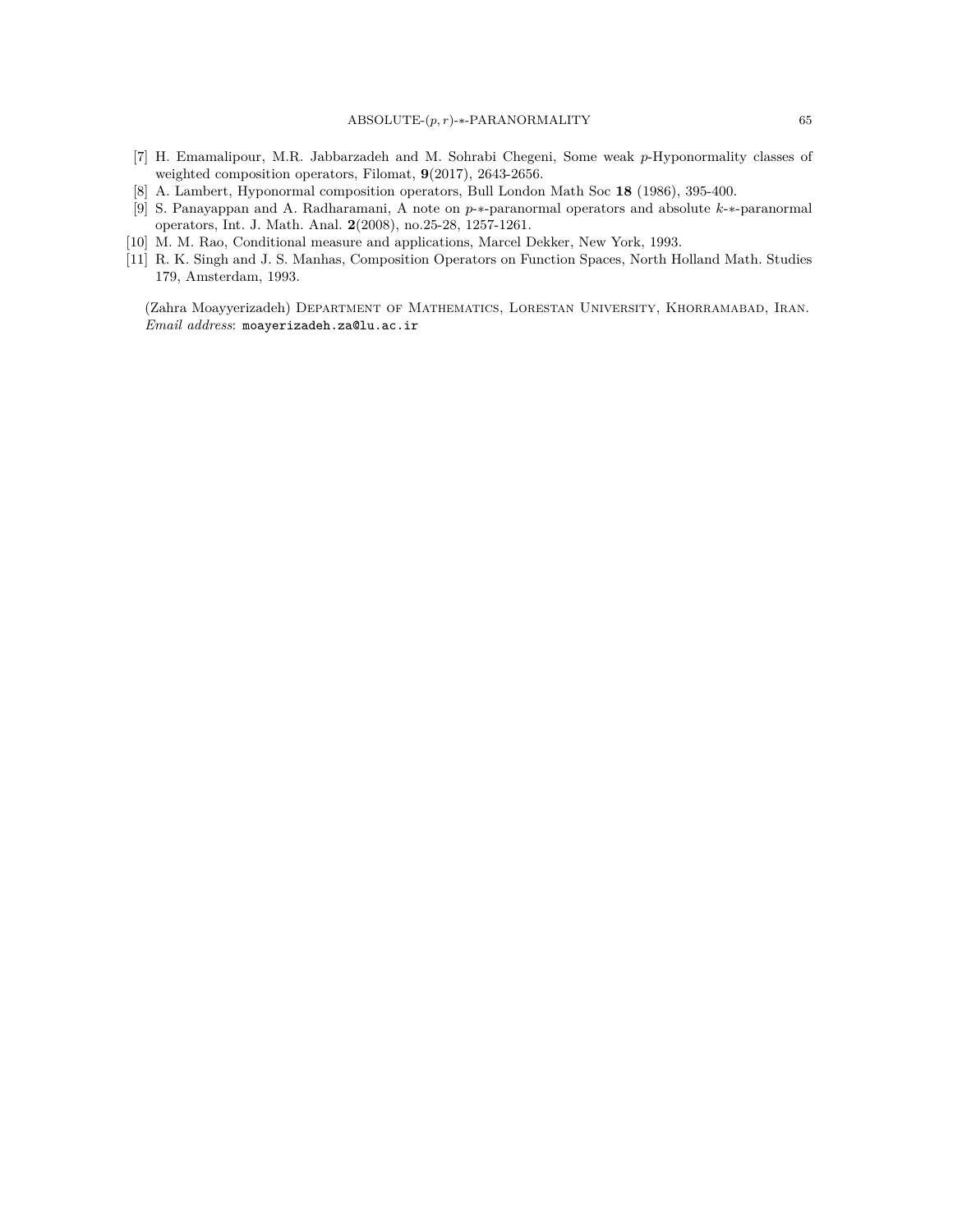[7] H. Emamalipour, M.R. Jabbarzadeh and M. Sohrabi Chegeni, Some weak $p$-Hyponormality classes of weighted composition operators, Filomat, **9**(2017), 2643-2656.

[8] A. Lambert, Hyponormal composition operators, Bull London Math Soc **18** (1986), 395-400.

[9] S. Panayappan and A. Radharamani, A note on $p$-$*$-paranormal operators and absolute $k$-$*$-paranormal operators, Int. J. Math. Anal. **2**(2008), no.25-28, 1257-1261.

[10] M. M. Rao, Conditional measure and applications, Marcel Dekker, New York, 1993.

[11] R. K. Singh and J. S. Manhas, Composition Operators on Function Spaces, North Holland Math. Studies 179, Amsterdam, 1993.

(Zahra Moayyerizadeh) Department of Mathematics, Lorestan University, Khorramabad, Iran.
*Email address*: `moayerizadeh.za@lu.ac.ir`